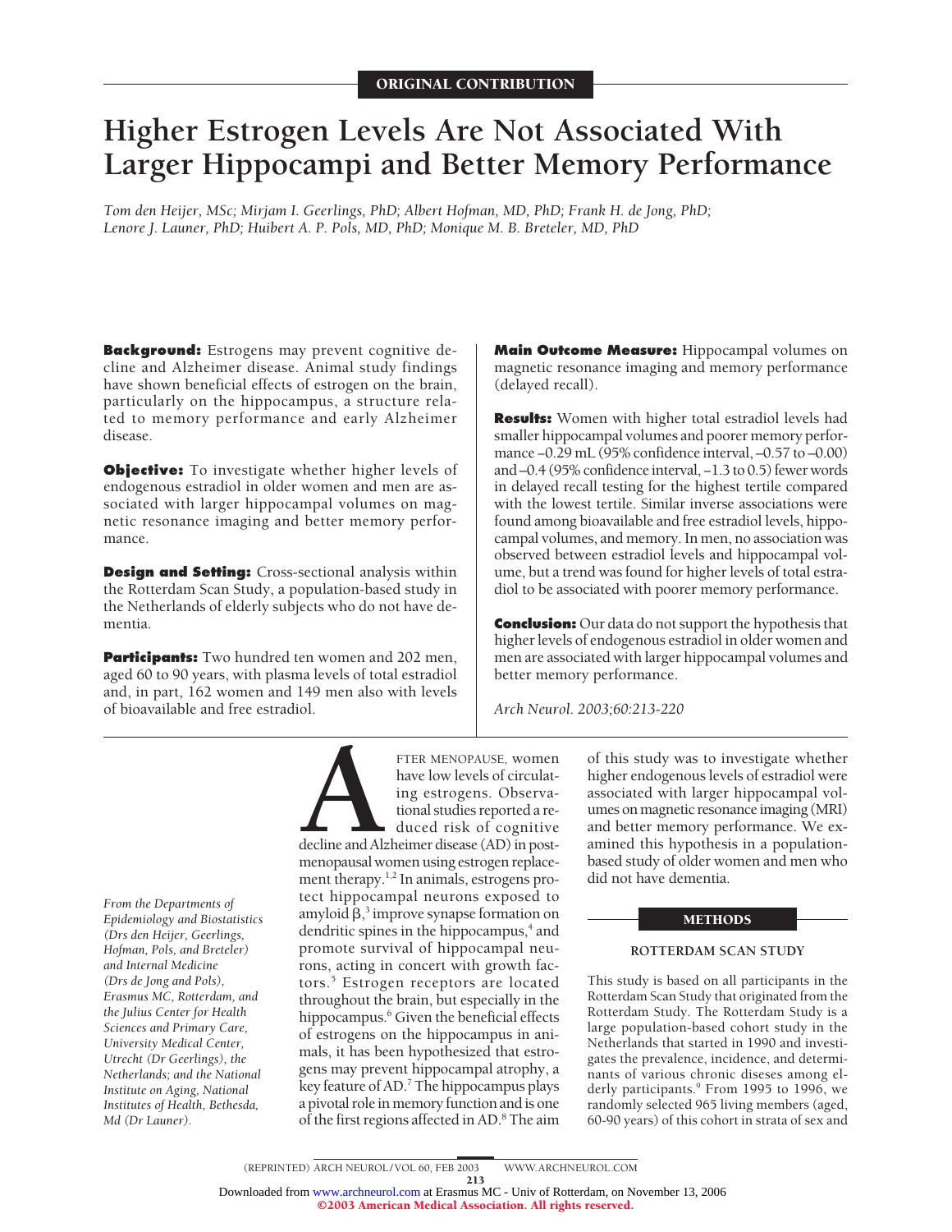ORIGINAL CONTRIBUTION

# Higher Estrogen Levels Are Not Associated With Larger Hippocampi and Better Memory Performance

*Tom den Heijer, MSc; Mirjam I. Geerlings, PhD; Albert Hofman, MD, PhD; Frank H. de Jong, PhD; Lenore J. Launer, PhD; Huibert A. P. Pols, MD, PhD; Monique M. B. Breteler, MD, PhD*

**Background:** Estrogens may prevent cognitive decline and Alzheimer disease. Animal study findings have shown beneficial effects of estrogen on the brain, particularly on the hippocampus, a structure related to memory performance and early Alzheimer disease.

**Objective:** To investigate whether higher levels of endogenous estradiol in older women and men are associated with larger hippocampal volumes on magnetic resonance imaging and better memory performance.

**Design and Setting:** Cross-sectional analysis within the Rotterdam Scan Study, a population-based study in the Netherlands of elderly subjects who do not have dementia.

**Participants:** Two hundred ten women and 202 men, aged 60 to 90 years, with plasma levels of total estradiol and, in part, 162 women and 149 men also with levels of bioavailable and free estradiol.

**Main Outcome Measure:** Hippocampal volumes on magnetic resonance imaging and memory performance (delayed recall).

**Results:** Women with higher total estradiol levels had smaller hippocampal volumes and poorer memory performance −0.29 mL (95% confidence interval, −0.57 to −0.00) and −0.4 (95% confidence interval, −1.3 to 0.5) fewer words in delayed recall testing for the highest tertile compared with the lowest tertile. Similar inverse associations were found among bioavailable and free estradiol levels, hippocampal volumes, and memory. In men, no association was observed between estradiol levels and hippocampal volume, but a trend was found for higher levels of total estradiol to be associated with poorer memory performance.

**Conclusion:** Our data do not support the hypothesis that higher levels of endogenous estradiol in older women and men are associated with larger hippocampal volumes and better memory performance.

*Arch Neurol. 2003;60:213-220*

AFTER MENOPAUSE, women have low levels of circulating estrogens. Observational studies reported a reduced risk of cognitive decline and Alzheimer disease (AD) in postmenopausal women using estrogen replacement therapy.[1,2] In animals, estrogens protect hippocampal neurons exposed to amyloid β,[3] improve synapse formation on dendritic spines in the hippocampus,[4] and promote survival of hippocampal neurons, acting in concert with growth factors.[5] Estrogen receptors are located throughout the brain, but especially in the hippocampus.[6] Given the beneficial effects of estrogens on the hippocampus in animals, it has been hypothesized that estrogens may prevent hippocampal atrophy, a key feature of AD.[7] The hippocampus plays a pivotal role in memory function and is one of the first regions affected in AD.[8] The aim of this study was to investigate whether higher endogenous levels of estradiol were associated with larger hippocampal volumes on magnetic resonance imaging (MRI) and better memory performance. We examined this hypothesis in a population-based study of older women and men who did not have dementia.

*From the Departments of Epidemiology and Biostatistics (Drs den Heijer, Geerlings, Hofman, Pols, and Breteler) and Internal Medicine (Drs de Jong and Pols), Erasmus MC, Rotterdam, and the Julius Center for Health Sciences and Primary Care, University Medical Center, Utrecht (Dr Geerlings), the Netherlands; and the National Institute on Aging, National Institutes of Health, Bethesda, Md (Dr Launer).*

## METHODS

### ROTTERDAM SCAN STUDY

This study is based on all participants in the Rotterdam Scan Study that originated from the Rotterdam Study. The Rotterdam Study is a large population-based cohort study in the Netherlands that started in 1990 and investigates the prevalence, incidence, and determinants of various chronic diseses among elderly participants.[9] From 1995 to 1996, we randomly selected 965 living members (aged, 60-90 years) of this cohort in strata of sex and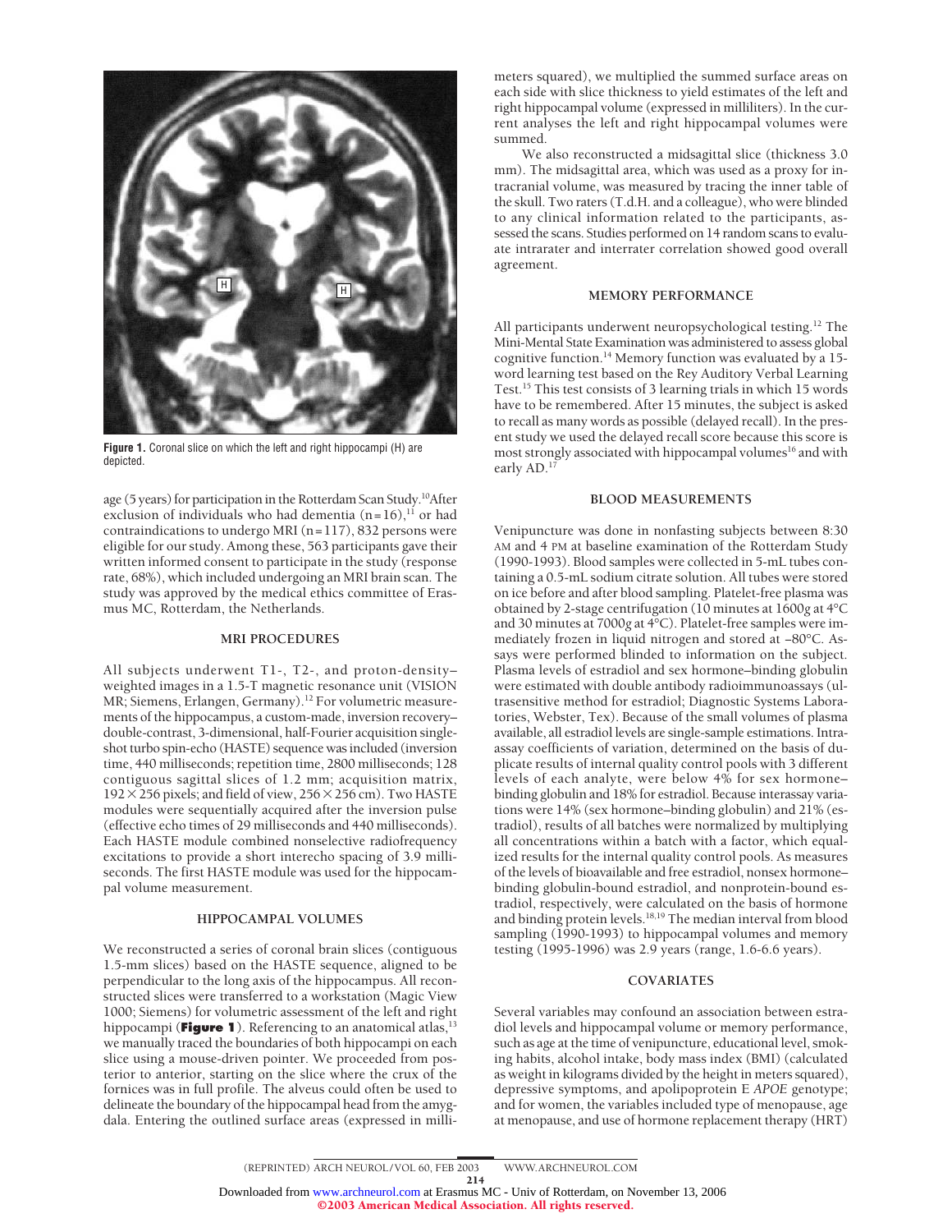**Figure 1.** Coronal slice on which the left and right hippocampi (H) are depicted.

age (5 years) for participation in the Rotterdam Scan Study.[10] After exclusion of individuals who had dementia (n=16),[11] or had contraindications to undergo MRI (n=117), 832 persons were eligible for our study. Among these, 563 participants gave their written informed consent to participate in the study (response rate, 68%), which included undergoing an MRI brain scan. The study was approved by the medical ethics committee of Erasmus MC, Rotterdam, the Netherlands.

## MRI PROCEDURES

All subjects underwent T1-, T2-, and proton-density–weighted images in a 1.5-T magnetic resonance unit (VISION MR; Siemens, Erlangen, Germany).[12] For volumetric measurements of the hippocampus, a custom-made, inversion recovery–double-contrast, 3-dimensional, half-Fourier acquisition single-shot turbo spin-echo (HASTE) sequence was included (inversion time, 440 milliseconds; repetition time, 2800 milliseconds; 128 contiguous sagittal slices of 1.2 mm; acquisition matrix, $192 \times 256$ pixels; and field of view, $256 \times 256$ cm). Two HASTE modules were sequentially acquired after the inversion pulse (effective echo times of 29 milliseconds and 440 milliseconds). Each HASTE module combined nonselective radiofrequency excitations to provide a short interecho spacing of 3.9 milliseconds. The first HASTE module was used for the hippocampal volume measurement.

## HIPPOCAMPAL VOLUMES

We reconstructed a series of coronal brain slices (contiguous 1.5-mm slices) based on the HASTE sequence, aligned to be perpendicular to the long axis of the hippocampus. All reconstructed slices were transferred to a workstation (Magic View 1000; Siemens) for volumetric assessment of the left and right hippocampi (**Figure 1**). Referencing to an anatomical atlas,[13] we manually traced the boundaries of both hippocampi on each slice using a mouse-driven pointer. We proceeded from posterior to anterior, starting on the slice where the crux of the fornices was in full profile. The alveus could often be used to delineate the boundary of the hippocampal head from the amygdala. Entering the outlined surface areas (expressed in millimeters squared), we multiplied the summed surface areas on each side with slice thickness to yield estimates of the left and right hippocampal volume (expressed in milliliters). In the current analyses the left and right hippocampal volumes were summed.

We also reconstructed a midsagittal slice (thickness 3.0 mm). The midsagittal area, which was used as a proxy for intracranial volume, was measured by tracing the inner table of the skull. Two raters (T.d.H. and a colleague), who were blinded to any clinical information related to the participants, assessed the scans. Studies performed on 14 random scans to evaluate intrarater and interrater correlation showed good overall agreement.

## MEMORY PERFORMANCE

All participants underwent neuropsychological testing.[12] The Mini-Mental State Examination was administered to assess global cognitive function.[14] Memory function was evaluated by a 15-word learning test based on the Rey Auditory Verbal Learning Test.[15] This test consists of 3 learning trials in which 15 words have to be remembered. After 15 minutes, the subject is asked to recall as many words as possible (delayed recall). In the present study we used the delayed recall score because this score is most strongly associated with hippocampal volumes[16] and with early AD.[17]

## BLOOD MEASUREMENTS

Venipuncture was done in nonfasting subjects between 8:30 AM and 4 PM at baseline examination of the Rotterdam Study (1990-1993). Blood samples were collected in 5-mL tubes containing a 0.5-mL sodium citrate solution. All tubes were stored on ice before and after blood sampling. Platelet-free plasma was obtained by 2-stage centrifugation (10 minutes at 1600*g* at 4°C and 30 minutes at 7000*g* at 4°C). Platelet-free samples were immediately frozen in liquid nitrogen and stored at −80°C. Assays were performed blinded to information on the subject. Plasma levels of estradiol and sex hormone–binding globulin were estimated with double antibody radioimmunoassays (ultrasensitive method for estradiol; Diagnostic Systems Laboratories, Webster, Tex). Because of the small volumes of plasma available, all estradiol levels are single-sample estimations. Intra-assay coefficients of variation, determined on the basis of duplicate results of internal quality control pools with 3 different levels of each analyte, were below 4% for sex hormone–binding globulin and 18% for estradiol. Because interassay variations were 14% (sex hormone–binding globulin) and 21% (estradiol), results of all batches were normalized by multiplying all concentrations within a batch with a factor, which equalized results for the internal quality control pools. As measures of the levels of bioavailable and free estradiol, nonsex hormone–binding globulin-bound estradiol, and nonprotein-bound estradiol, respectively, were calculated on the basis of hormone and binding protein levels.[18,19] The median interval from blood sampling (1990-1993) to hippocampal volumes and memory testing (1995-1996) was 2.9 years (range, 1.6-6.6 years).

## COVARIATES

Several variables may confound an association between estradiol levels and hippocampal volume or memory performance, such as age at the time of venipuncture, educational level, smoking habits, alcohol intake, body mass index (BMI) (calculated as weight in kilograms divided by the height in meters squared), depressive symptoms, and apolipoprotein E *APOE* genotype; and for women, the variables included type of menopause, age at menopause, and use of hormone replacement therapy (HRT)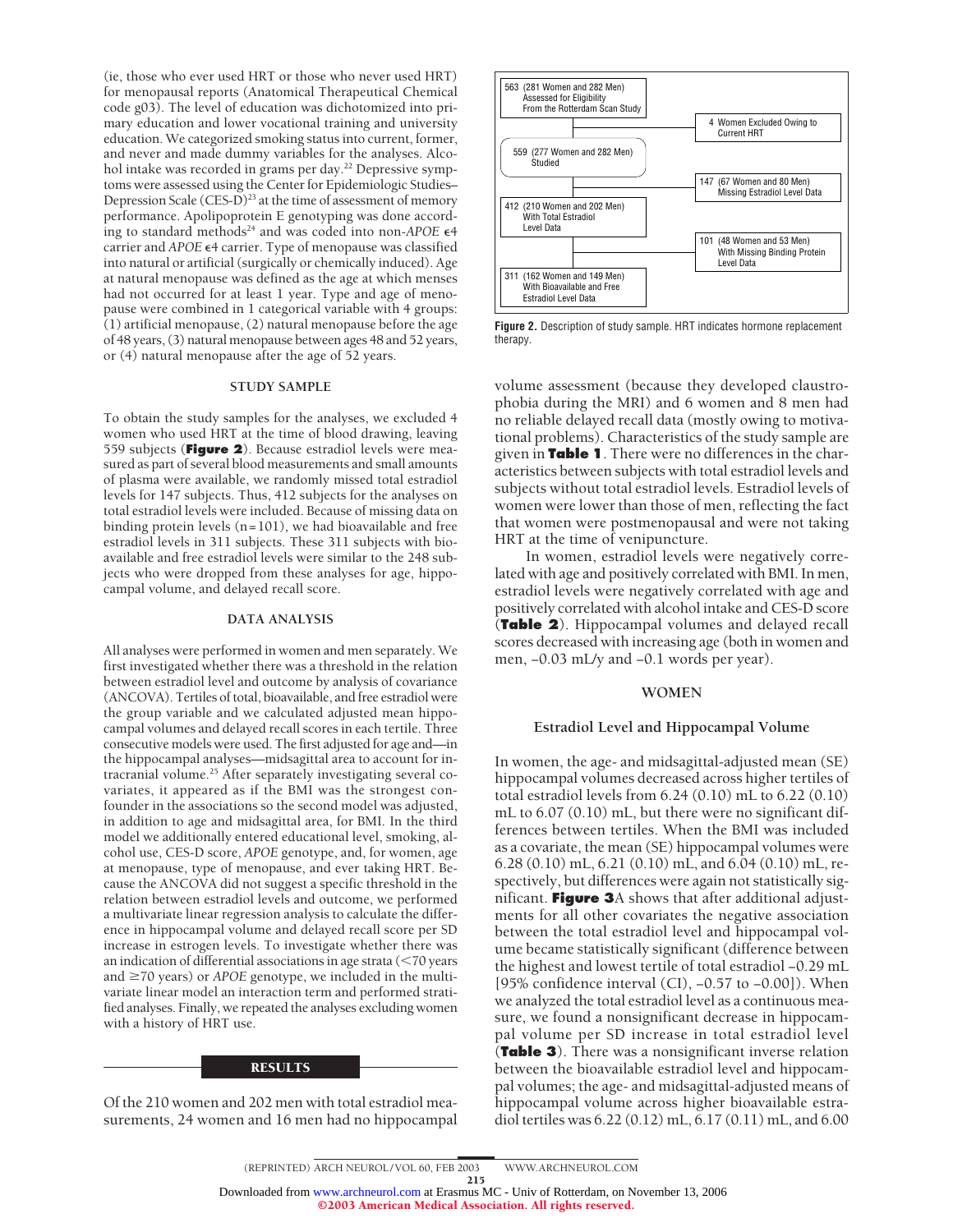(ie, those who ever used HRT or those who never used HRT) for menopausal reports (Anatomical Therapeutical Chemical code g03). The level of education was dichotomized into primary education and lower vocational training and university education. We categorized smoking status into current, former, and never and made dummy variables for the analyses. Alcohol intake was recorded in grams per day.[22] Depressive symptoms were assessed using the Center for Epidemiologic Studies–Depression Scale (CES-D)[23] at the time of assessment of memory performance. Apolipoprotein E genotyping was done according to standard methods[24] and was coded into non-*APOE* ε4 carrier and *APOE* ε4 carrier. Type of menopause was classified into natural or artificial (surgically or chemically induced). Age at natural menopause was defined as the age at which menses had not occurred for at least 1 year. Type and age of menopause were combined in 1 categorical variable with 4 groups: (1) artificial menopause, (2) natural menopause before the age of 48 years, (3) natural menopause between ages 48 and 52 years, or (4) natural menopause after the age of 52 years.

### STUDY SAMPLE

To obtain the study samples for the analyses, we excluded 4 women who used HRT at the time of blood drawing, leaving 559 subjects (**Figure 2**). Because estradiol levels were measured as part of several blood measurements and small amounts of plasma were available, we randomly missed total estradiol levels for 147 subjects. Thus, 412 subjects for the analyses on total estradiol levels were included. Because of missing data on binding protein levels (n=101), we had bioavailable and free estradiol levels in 311 subjects. These 311 subjects with bioavailable and free estradiol levels were similar to the 248 subjects who were dropped from these analyses for age, hippocampal volume, and delayed recall score.

### DATA ANALYSIS

All analyses were performed in women and men separately. We first investigated whether there was a threshold in the relation between estradiol level and outcome by analysis of covariance (ANCOVA). Tertiles of total, bioavailable, and free estradiol were the group variable and we calculated adjusted mean hippocampal volumes and delayed recall scores in each tertile. Three consecutive models were used. The first adjusted for age and—in the hippocampal analyses—midsagittal area to account for intracranial volume.[25] After separately investigating several covariates, it appeared as if the BMI was the strongest confounder in the associations so the second model was adjusted, in addition to age and midsagittal area, for BMI. In the third model we additionally entered educational level, smoking, alcohol use, CES-D score, *APOE* genotype, and, for women, age at menopause, type of menopause, and ever taking HRT. Because the ANCOVA did not suggest a specific threshold in the relation between estradiol levels and outcome, we performed a multivariate linear regression analysis to calculate the difference in hippocampal volume and delayed recall score per SD increase in estrogen levels. To investigate whether there was an indication of differential associations in age strata (<70 years and ≥70 years) or *APOE* genotype, we included in the multivariate linear model an interaction term and performed stratified analyses. Finally, we repeated the analyses excluding women with a history of HRT use.

## RESULTS

Of the 210 women and 202 men with total estradiol measurements, 24 women and 16 men had no hippocampal volume assessment (because they developed claustrophobia during the MRI) and 6 women and 8 men had no reliable delayed recall data (mostly owing to motivational problems). Characteristics of the study sample are given in **Table 1**. There were no differences in the characteristics between subjects with total estradiol levels and subjects without total estradiol levels. Estradiol levels of women were lower than those of men, reflecting the fact that women were postmenopausal and were not taking HRT at the time of venipuncture.

In women, estradiol levels were negatively correlated with age and positively correlated with BMI. In men, estradiol levels were negatively correlated with age and positively correlated with alcohol intake and CES-D score (**Table 2**). Hippocampal volumes and delayed recall scores decreased with increasing age (both in women and men, −0.03 mL/y and −0.1 words per year).

563 (281 Women and 282 Men) Assessed for Eligibility From the Rotterdam Scan Study

4 Women Excluded Owing to Current HRT

559 (277 Women and 282 Men) Studied

147 (67 Women and 80 Men) Missing Estradiol Level Data

412 (210 Women and 202 Men) With Total Estradiol Level Data

101 (48 Women and 53 Men) With Missing Binding Protein Level Data

311 (162 Women and 149 Men) With Bioavailable and Free Estradiol Level Data

**Figure 2.** Description of study sample. HRT indicates hormone replacement therapy.

### WOMEN

#### Estradiol Level and Hippocampal Volume

In women, the age- and midsagittal-adjusted mean (SE) hippocampal volumes decreased across higher tertiles of total estradiol levels from 6.24 (0.10) mL to 6.22 (0.10) mL to 6.07 (0.10) mL, but there were no significant differences between tertiles. When the BMI was included as a covariate, the mean (SE) hippocampal volumes were 6.28 (0.10) mL, 6.21 (0.10) mL, and 6.04 (0.10) mL, respectively, but differences were again not statistically significant. **Figure 3**A shows that after additional adjustments for all other covariates the negative association between the total estradiol level and hippocampal volume became statistically significant (difference between the highest and lowest tertile of total estradiol −0.29 mL [95% confidence interval (CI), −0.57 to −0.00]). When we analyzed the total estradiol level as a continuous measure, we found a nonsignificant decrease in hippocampal volume per SD increase in total estradiol level (**Table 3**). There was a nonsignificant inverse relation between the bioavailable estradiol level and hippocampal volumes; the age- and midsagittal-adjusted means of hippocampal volume across higher bioavailable estradiol tertiles was 6.22 (0.12) mL, 6.17 (0.11) mL, and 6.00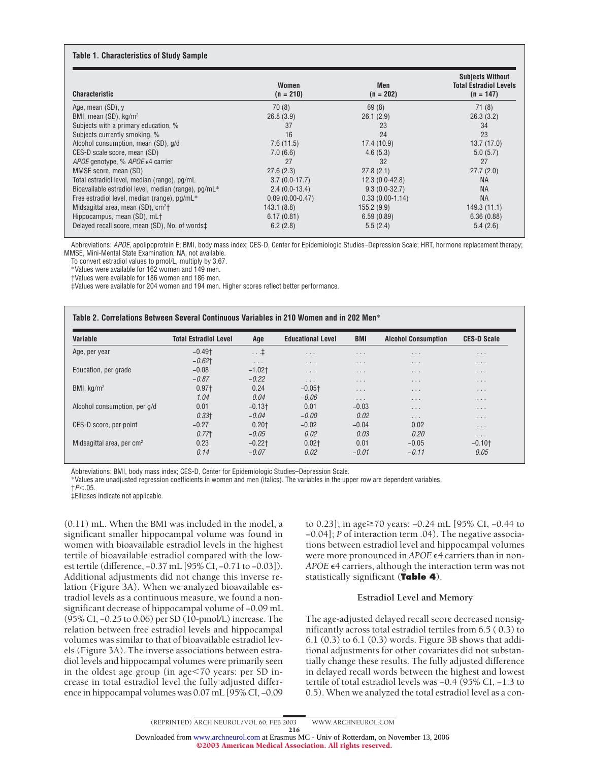**Table 1. Characteristics of Study Sample**

| Characteristic | Women (n = 210) | Men (n = 202) | Subjects Without Total Estradiol Levels (n = 147) |
|---|---|---|---|
| Age, mean (SD), y | 70 (8) | 69 (8) | 71 (8) |
| BMI, mean (SD), kg/m² | 26.8 (3.9) | 26.1 (2.9) | 26.3 (3.2) |
| Subjects with a primary education, % | 37 | 23 | 34 |
| Subjects currently smoking, % | 16 | 24 | 23 |
| Alcohol consumption, mean (SD), g/d | 7.6 (11.5) | 17.4 (10.9) | 13.7 (17.0) |
| CES-D scale score, mean (SD) | 7.0 (6.6) | 4.6 (5.3) | 5.0 (5.7) |
| *APOE* genotype, % *APOE* ε4 carrier | 27 | 32 | 27 |
| MMSE score, mean (SD) | 27.6 (2.3) | 27.8 (2.1) | 27.7 (2.0) |
| Total estradiol level, median (range), pg/mL | 3.7 (0.0-17.7) | 12.3 (0.0-42.8) | NA |
| Bioavailable estradiol level, median (range), pg/mL* | 2.4 (0.0-13.4) | 9.3 (0.0-32.7) | NA |
| Free estradiol level, median (range), pg/mL* | 0.09 (0.00-0.47) | 0.33 (0.00-1.14) | NA |
| Midsagittal area, mean (SD), cm²† | 143.1 (8.8) | 155.2 (9.9) | 149.3 (11.1) |
| Hippocampus, mean (SD), mL† | 6.17 (0.81) | 6.59 (0.89) | 6.36 (0.88) |
| Delayed recall score, mean (SD), No. of words‡ | 6.2 (2.8) | 5.5 (2.4) | 5.4 (2.6) |

Abbreviations: *APOE*, apolipoprotein E; BMI, body mass index; CES-D, Center for Epidemiologic Studies–Depression Scale; HRT, hormone replacement therapy; MMSE, Mini-Mental State Examination; NA, not available.
To convert estradiol values to pmol/L, multiply by 3.67.
*Values were available for 162 women and 149 men.
†Values were available for 186 women and 186 men.
‡Values were available for 204 women and 194 men. Higher scores reflect better performance.

**Table 2. Correlations Between Several Continuous Variables in 210 Women and in 202 Men***

| Variable | Total Estradiol Level | Age | Educational Level | BMI | Alcohol Consumption | CES-D Scale |
|---|---|---|---|---|---|---|
| Age, per year | −0.49† | . . .‡ | . . . | . . . | . . . | . . . |
| | *−0.62*† | . . . | . . . | . . . | . . . | . . . |
| Education, per grade | −0.08 | −1.02† | . . . | . . . | . . . | . . . |
| | *−0.87* | *−0.22* | . . . | . . . | . . . | . . . |
| BMI, kg/m² | 0.97† | 0.24 | −0.05† | . . . | . . . | . . . |
| | *1.04* | *0.04* | *−0.06* | . . . | . . . | . . . |
| Alcohol consumption, per g/d | 0.01 | −0.13† | 0.01 | −0.03 | . . . | . . . |
| | *0.33*† | *−0.04* | *−0.00* | *0.02* | . . . | . . . |
| CES-D score, per point | −0.27 | 0.20† | −0.02 | −0.04 | 0.02 | . . . |
| | *0.77*† | *−0.05* | *0.02* | *0.03* | *0.20* | . . . |
| Midsagittal area, per cm² | 0.23 | −0.22† | 0.02† | 0.01 | −0.05 | −0.10† |
| | *0.14* | *−0.07* | *0.02* | *−0.01* | *−0.11* | *0.05* |

Abbreviations: BMI, body mass index; CES-D, Center for Epidemiologic Studies–Depression Scale.
*Values are unadjusted regression coefficients in women and men (italics). The variables in the upper row are dependent variables.
†$P<.05$.
‡Ellipses indicate not applicable.

(0.11) mL. When the BMI was included in the model, a significant smaller hippocampal volume was found in women with bioavailable estradiol levels in the highest tertile of bioavailable estradiol compared with the lowest tertile (difference, −0.37 mL [95% CI, −0.71 to −0.03]). Additional adjustments did not change this inverse relation (Figure 3A). When we analyzed bioavailable estradiol levels as a continuous measure, we found a nonsignificant decrease of hippocampal volume of −0.09 mL (95% CI, −0.25 to 0.06) per SD (10-pmol/L) increase. The relation between free estradiol levels and hippocampal volumes was similar to that of bioavailable estradiol levels (Figure 3A). The inverse associations between estradiol levels and hippocampal volumes were primarily seen in the oldest age group (in age<70 years: per SD increase in total estradiol level the fully adjusted difference in hippocampal volumes was 0.07 mL [95% CI, −0.09 to 0.23]; in age≥70 years: −0.24 mL [95% CI, −0.44 to −0.04]; *P* of interaction term .04). The negative associations between estradiol level and hippocampal volumes were more pronounced in *APOE* ε4 carriers than in non-*APOE* ε4 carriers, although the interaction term was not statistically significant (**Table 4**).

### Estradiol Level and Memory

The age-adjusted delayed recall score decreased nonsignificantly across total estradiol tertiles from 6.5 ( 0.3) to 6.1 (0.3) to 6.1 (0.3) words. Figure 3B shows that additional adjustments for other covariates did not substantially change these results. The fully adjusted difference in delayed recall words between the highest and lowest tertile of total estradiol levels was −0.4 (95% CI, −1.3 to 0.5). When we analyzed the total estradiol level as a con-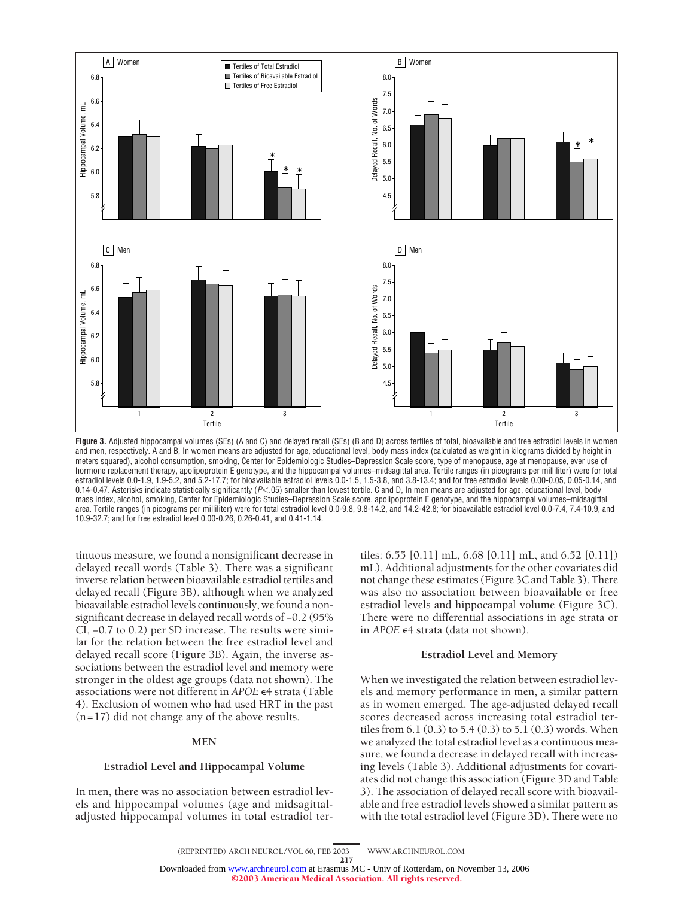A Women

Tertiles of Total Estradiol
Tertiles of Bioavailable Estradiol
Tertiles of Free Estradiol

Hippocampal Volume, mL

6.8
6.6
6.4
6.2
6.0
5.8

*
*
*

B Women

Delayed Recall, No. of Words

8.0
7.5
7.0
6.5
6.0
5.5
5.0
4.5

*
*

C Men

Hippocampal Volume, mL

6.8
6.6
6.4
6.2
6.0
5.8

1
2
3
Tertile

D Men

Delayed Recall, No. of Words

8.0
7.5
7.0
6.5
6.0
5.5
5.0
4.5

1
2
3
Tertile

**Figure 3.** Adjusted hippocampal volumes (SEs) (A and C) and delayed recall (SEs) (B and D) across tertiles of total, bioavailable and free estradiol levels in women and men, respectively. A and B, In women means are adjusted for age, educational level, body mass index (calculated as weight in kilograms divided by height in meters squared), alcohol consumption, smoking, Center for Epidemiologic Studies–Depression Scale score, type of menopause, age at menopause, ever use of hormone replacement therapy, apolipoprotein E genotype, and the hippocampal volumes–midsagittal area. Tertile ranges (in picograms per milliliter) were for total estradiol levels 0.0-1.9, 1.9-5.2, and 5.2-17.7; for bioavailable estradiol levels 0.0-1.5, 1.5-3.8, and 3.8-13.4; and for free estradiol levels 0.00-0.05, 0.05-0.14, and 0.14-0.47. Asterisks indicate statistically significantly ($P<.05$) smaller than lowest tertile. C and D, In men means are adjusted for age, educational level, body mass index, alcohol, smoking, Center for Epidemiologic Studies–Depression Scale score, apolipoprotein E genotype, and the hippocampal volumes–midsagittal area. Tertile ranges (in picograms per milliliter) were for total estradiol level 0.0-9.8, 9.8-14.2, and 14.2-42.8; for bioavailable estradiol level 0.0-7.4, 7.4-10.9, and 10.9-32.7; and for free estradiol level 0.00-0.26, 0.26-0.41, and 0.41-1.14.

tinuous measure, we found a nonsignificant decrease in delayed recall words (Table 3). There was a significant inverse relation between bioavailable estradiol tertiles and delayed recall (Figure 3B), although when we analyzed bioavailable estradiol levels continuously, we found a nonsignificant decrease in delayed recall words of −0.2 (95% CI, −0.7 to 0.2) per SD increase. The results were similar for the relation between the free estradiol level and delayed recall score (Figure 3B). Again, the inverse associations between the estradiol level and memory were stronger in the oldest age groups (data not shown). The associations were not different in *APOE* ε4 strata (Table 4). Exclusion of women who had used HRT in the past (n=17) did not change any of the above results.

## MEN

### Estradiol Level and Hippocampal Volume

In men, there was no association between estradiol levels and hippocampal volumes (age and midsagittal-adjusted hippocampal volumes in total estradiol tertiles: 6.55 [0.11] mL, 6.68 [0.11] mL, and 6.52 [0.11]) mL). Additional adjustments for the other covariates did not change these estimates (Figure 3C and Table 3). There was also no association between bioavailable or free estradiol levels and hippocampal volume (Figure 3C). There were no differential associations in age strata or in *APOE* ε4 strata (data not shown).

### Estradiol Level and Memory

When we investigated the relation between estradiol levels and memory performance in men, a similar pattern as in women emerged. The age-adjusted delayed recall scores decreased across increasing total estradiol tertiles from 6.1 (0.3) to 5.4 (0.3) to 5.1 (0.3) words. When we analyzed the total estradiol level as a continuous measure, we found a decrease in delayed recall with increasing levels (Table 3). Additional adjustments for covariates did not change this association (Figure 3D and Table 3). The association of delayed recall score with bioavailable and free estradiol levels showed a similar pattern as with the total estradiol level (Figure 3D). There were no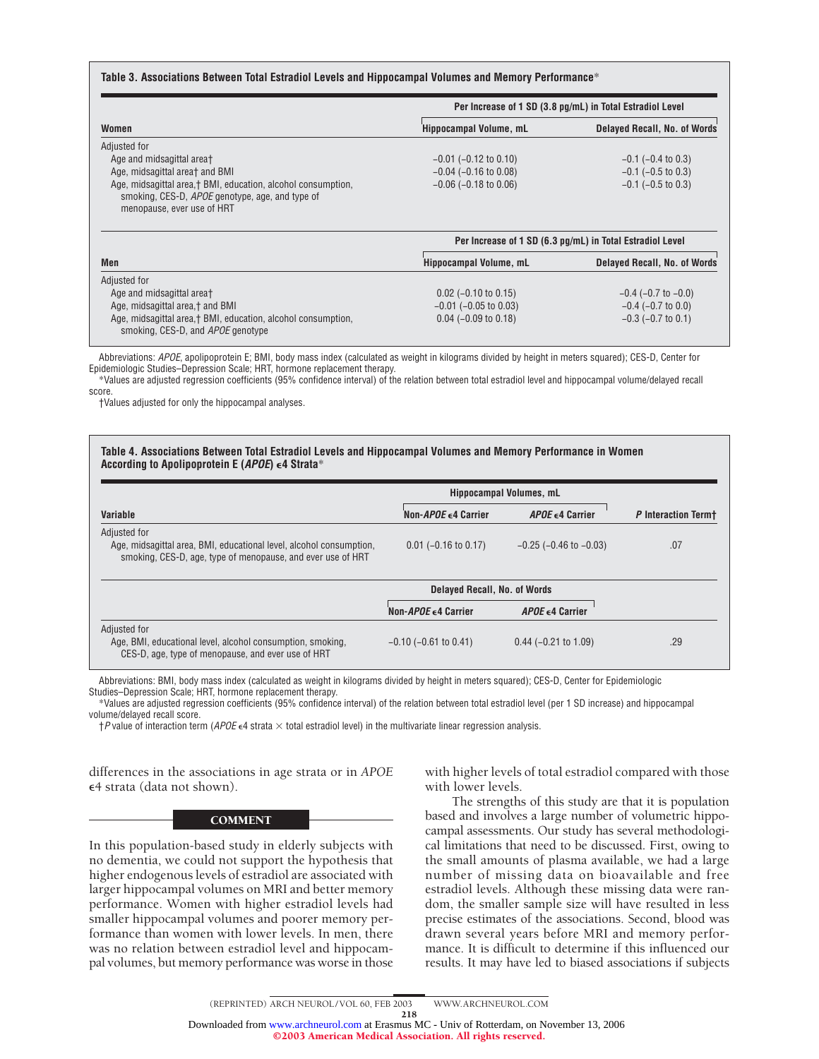**Table 3. Associations Between Total Estradiol Levels and Hippocampal Volumes and Memory Performance***

| Women | Per Increase of 1 SD (3.8 pg/mL) in Total Estradiol Level | |
|---|---|---|
| | Hippocampal Volume, mL | Delayed Recall, No. of Words |
| Adjusted for | | |
| Age and midsagittal area† | −0.01 (−0.12 to 0.10) | −0.1 (−0.4 to 0.3) |
| Age, midsagittal area† and BMI | −0.04 (−0.16 to 0.08) | −0.1 (−0.5 to 0.3) |
| Age, midsagittal area,† BMI, education, alcohol consumption, smoking, CES-D, *APOE* genotype, age, and type of menopause, ever use of HRT | −0.06 (−0.18 to 0.06) | −0.1 (−0.5 to 0.3) |
| **Men** | **Per Increase of 1 SD (6.3 pg/mL) in Total Estradiol Level** | |
| | Hippocampal Volume, mL | Delayed Recall, No. of Words |
| Adjusted for | | |
| Age and midsagittal area† | 0.02 (−0.10 to 0.15) | −0.4 (−0.7 to −0.0) |
| Age, midsagittal area,† and BMI | −0.01 (−0.05 to 0.03) | −0.4 (−0.7 to 0.0) |
| Age, midsagittal area,† BMI, education, alcohol consumption, smoking, CES-D, and *APOE* genotype | 0.04 (−0.09 to 0.18) | −0.3 (−0.7 to 0.1) |

Abbreviations: *APOE*, apolipoprotein E; BMI, body mass index (calculated as weight in kilograms divided by height in meters squared); CES-D, Center for Epidemiologic Studies–Depression Scale; HRT, hormone replacement therapy.

*Values are adjusted regression coefficients (95% confidence interval) of the relation between total estradiol level and hippocampal volume/delayed recall score.

†Values adjusted for only the hippocampal analyses.

**Table 4. Associations Between Total Estradiol Levels and Hippocampal Volumes and Memory Performance in Women According to Apolipoprotein E (*APOE*) ε4 Strata***

| Variable | Hippocampal Volumes, mL | | *P* Interaction Term† |
|---|---|---|---|
| | Non-*APOE* ε4 Carrier | *APOE* ε4 Carrier | |
| Adjusted for | | | |
| Age, midsagittal area, BMI, educational level, alcohol consumption, smoking, CES-D, age, type of menopause, and ever use of HRT | 0.01 (−0.16 to 0.17) | −0.25 (−0.46 to −0.03) | .07 |
| | **Delayed Recall, No. of Words** | | |
| | Non-*APOE* ε4 Carrier | *APOE* ε4 Carrier | |
| Adjusted for | | | |
| Age, BMI, educational level, alcohol consumption, smoking, CES-D, age, type of menopause, and ever use of HRT | −0.10 (−0.61 to 0.41) | 0.44 (−0.21 to 1.09) | .29 |

Abbreviations: BMI, body mass index (calculated as weight in kilograms divided by height in meters squared); CES-D, Center for Epidemiologic Studies–Depression Scale; HRT, hormone replacement therapy.

*Values are adjusted regression coefficients (95% confidence interval) of the relation between total estradiol level (per 1 SD increase) and hippocampal volume/delayed recall score.

†*P* value of interaction term (*APOE* ε4 strata × total estradiol level) in the multivariate linear regression analysis.

differences in the associations in age strata or in *APOE* ε4 strata (data not shown).

## COMMENT

In this population-based study in elderly subjects with no dementia, we could not support the hypothesis that higher endogenous levels of estradiol are associated with larger hippocampal volumes on MRI and better memory performance. Women with higher estradiol levels had smaller hippocampal volumes and poorer memory performance than women with lower levels. In men, there was no relation between estradiol level and hippocampal volumes, but memory performance was worse in those with higher levels of total estradiol compared with those with lower levels.

The strengths of this study are that it is population based and involves a large number of volumetric hippocampal assessments. Our study has several methodological limitations that need to be discussed. First, owing to the small amounts of plasma available, we had a large number of missing data on bioavailable and free estradiol levels. Although these missing data were random, the smaller sample size will have resulted in less precise estimates of the associations. Second, blood was drawn several years before MRI and memory performance. It is difficult to determine if this influenced our results. It may have led to biased associations if subjects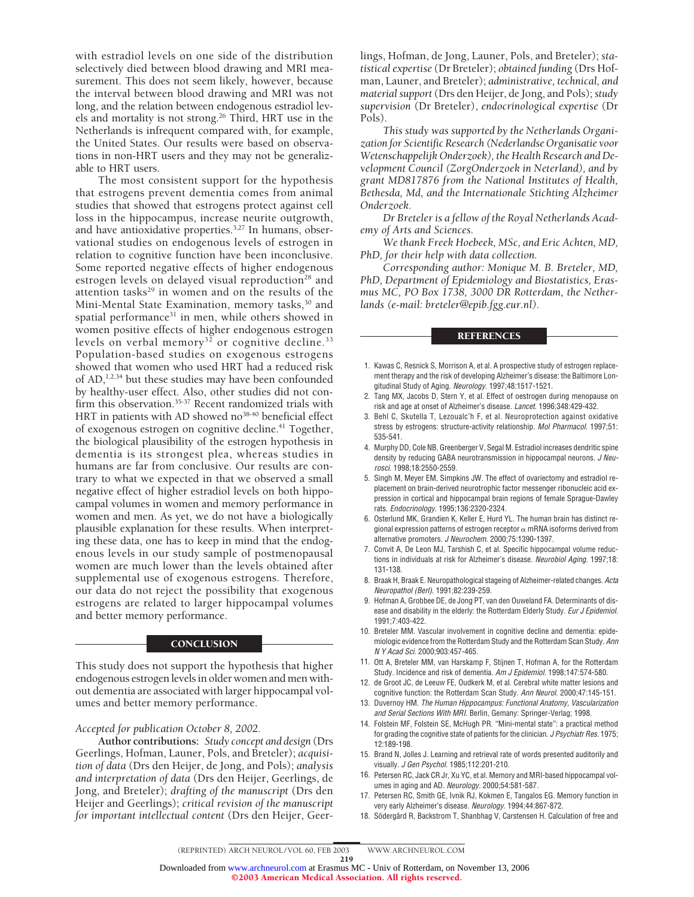with estradiol levels on one side of the distribution selectively died between blood drawing and MRI measurement. This does not seem likely, however, because the interval between blood drawing and MRI was not long, and the relation between endogenous estradiol levels and mortality is not strong.[26] Third, HRT use in the Netherlands is infrequent compared with, for example, the United States. Our results were based on observations in non-HRT users and they may not be generalizable to HRT users.

The most consistent support for the hypothesis that estrogens prevent dementia comes from animal studies that showed that estrogens protect against cell loss in the hippocampus, increase neurite outgrowth, and have antioxidative properties.[3,27] In humans, observational studies on endogenous levels of estrogen in relation to cognitive function have been inconclusive. Some reported negative effects of higher endogenous estrogen levels on delayed visual reproduction[28] and attention tasks[29] in women and on the results of the Mini-Mental State Examination, memory tasks,[30] and spatial performance[31] in men, while others showed in women positive effects of higher endogenous estrogen levels on verbal memory[32] or cognitive decline.[33] Population-based studies on exogenous estrogens showed that women who used HRT had a reduced risk of AD,[1,2,34] but these studies may have been confounded by healthy-user effect. Also, other studies did not confirm this observation.[35-37] Recent randomized trials with HRT in patients with AD showed no[38-40] beneficial effect of exogenous estrogen on cognitive decline.[41] Together, the biological plausibility of the estrogen hypothesis in dementia is its strongest plea, whereas studies in humans are far from conclusive. Our results are contrary to what we expected in that we observed a small negative effect of higher estradiol levels on both hippocampal volumes in women and memory performance in women and men. As yet, we do not have a biologically plausible explanation for these results. When interpreting these data, one has to keep in mind that the endogenous levels in our study sample of postmenopausal women are much lower than the levels obtained after supplemental use of exogenous estrogens. Therefore, our data do not reject the possibility that exogenous estrogens are related to larger hippocampal volumes and better memory performance.

## CONCLUSION

This study does not support the hypothesis that higher endogenous estrogen levels in older women and men without dementia are associated with larger hippocampal volumes and better memory performance.

*Accepted for publication October 8, 2002.*

**Author contributions:** *Study concept and design* (Drs Geerlings, Hofman, Launer, Pols, and Breteler); *acquisition of data* (Drs den Heijer, de Jong, and Pols); *analysis and interpretation of data* (Drs den Heijer, Geerlings, de Jong, and Breteler); *drafting of the manuscript* (Drs den Heijer and Geerlings); *critical revision of the manuscript for important intellectual content* (Drs den Heijer, Geerlings, Hofman, de Jong, Launer, Pols, and Breteler); *statistical expertise* (Dr Breteler); *obtained funding* (Drs Hofman, Launer, and Breteler); *administrative, technical, and material support* (Drs den Heijer, de Jong, and Pols); *study supervision* (Dr Breteler), *endocrinological expertise* (Dr Pols).

*This study was supported by the Netherlands Organization for Scientific Research (Nederlandse Organisatie voor Wetenschappelijk Onderzoek), the Health Research and Development Council (ZorgOnderzoek in Neterland), and by grant MD817876 from the National Institutes of Health, Bethesda, Md, and the Internationale Stichting Alzheimer Onderzoek.*

*Dr Breteler is a fellow of the Royal Netherlands Academy of Arts and Sciences.*

*We thank Freek Hoebeek, MSc, and Eric Achten, MD, PhD, for their help with data collection.*

*Corresponding author: Monique M. B. Breteler, MD, PhD, Department of Epidemiology and Biostatistics, Erasmus MC, PO Box 1738, 3000 DR Rotterdam, the Netherlands (e-mail: breteler@epib.fgg.eur.nl).*

## REFERENCES

1. Kawas C, Resnick S, Morrison A, et al. A prospective study of estrogen replacement therapy and the risk of developing Alzheimer's disease: the Baltimore Longitudinal Study of Aging. *Neurology.* 1997;48:1517-1521.
2. Tang MX, Jacobs D, Stern Y, et al. Effect of oestrogen during menopause on risk and age at onset of Alzheimer's disease. *Lancet.* 1996;348:429-432.
3. Behl C, Skutella T, Lezoualc'h F, et al. Neuroprotection against oxidative stress by estrogens: structure-activity relationship. *Mol Pharmacol.* 1997;51:535-541.
4. Murphy DD, Cole NB, Greenberger V, Segal M. Estradiol increases dendritic spine density by reducing GABA neurotransmission in hippocampal neurons. *J Neurosci.* 1998;18:2550-2559.
5. Singh M, Meyer EM, Simpkins JW. The effect of ovariectomy and estradiol replacement on brain-derived neurotrophic factor messenger ribonucleic acid expression in cortical and hippocampal brain regions of female Sprague-Dawley rats. *Endocrinology.* 1995;136:2320-2324.
6. Osterlund MK, Grandien K, Keller E, Hurd YL. The human brain has distinct regional expression patterns of estrogen receptor α mRNA isoforms derived from alternative promoters. *J Neurochem.* 2000;75:1390-1397.
7. Convit A, De Leon MJ, Tarshish C, et al. Specific hippocampal volume reductions in individuals at risk for Alzheimer's disease. *Neurobiol Aging.* 1997;18:131-138.
8. Braak H, Braak E. Neuropathological stageing of Alzheimer-related changes. *Acta Neuropathol (Berl).* 1991;82:239-259.
9. Hofman A, Grobbee DE, de Jong PT, van den Ouweland FA. Determinants of disease and disability in the elderly: the Rotterdam Elderly Study. *Eur J Epidemiol.* 1991;7:403-422.
10. Breteler MM. Vascular involvement in cognitive decline and dementia: epidemiologic evidence from the Rotterdam Study and the Rotterdam Scan Study. *Ann N Y Acad Sci.* 2000;903:457-465.
11. Ott A, Breteler MM, van Harskamp F, Stijnen T, Hofman A, for the Rotterdam Study. Incidence and risk of dementia. *Am J Epidemiol.* 1998;147:574-580.
12. de Groot JC, de Leeuw FE, Oudkerk M, et al. Cerebral white matter lesions and cognitive function: the Rotterdam Scan Study. *Ann Neurol.* 2000;47:145-151.
13. Duvernoy HM. *The Human Hippocampus: Functional Anatomy, Vascularization and Serial Sections With MRI.* Berlin, Gemany: Springer-Verlag; 1998.
14. Folstein MF, Folstein SE, McHugh PR. "Mini-mental state": a practical method for grading the cognitive state of patients for the clinician. *J Psychiatr Res.* 1975;12:189-198.
15. Brand N, Jolles J. Learning and retrieval rate of words presented auditorily and visually. *J Gen Psychol.* 1985;112:201-210.
16. Petersen RC, Jack CR Jr, Xu YC, et al. Memory and MRI-based hippocampal volumes in aging and AD. *Neurology.* 2000;54:581-587.
17. Petersen RC, Smith GE, Ivnik RJ, Kokmen E, Tangalos EG. Memory function in very early Alzheimer's disease. *Neurology.* 1994;44:867-872.
18. Södergård R, Backstrom T, Shanbhag V, Carstensen H. Calculation of free and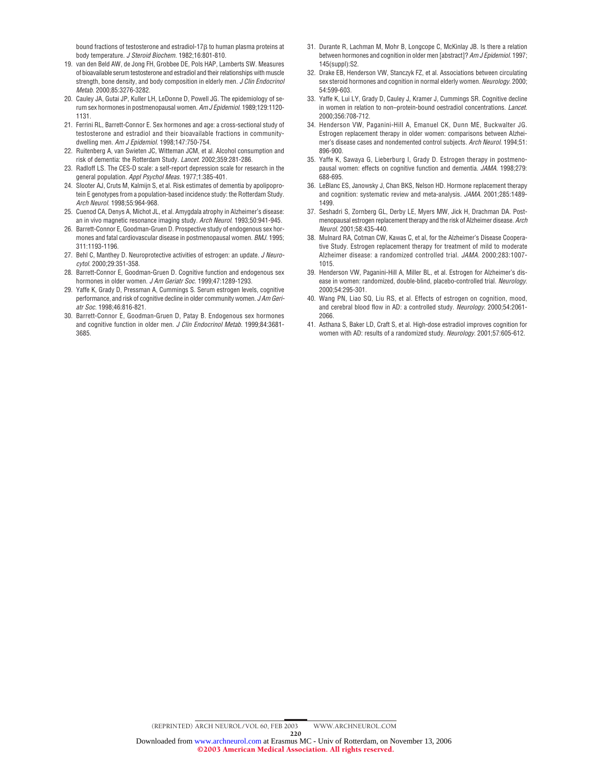bound fractions of testosterone and estradiol-17β to human plasma proteins at body temperature. *J Steroid Biochem*. 1982;16:801-810.

19. van den Beld AW, de Jong FH, Grobbee DE, Pols HAP, Lamberts SW. Measures of bioavailable serum testosterone and estradiol and their relationships with muscle strength, bone density, and body composition in elderly men. *J Clin Endocrinol Metab*. 2000;85:3276-3282.
20. Cauley JA, Gutai JP, Kuller LH, LeDonne D, Powell JG. The epidemiology of serum sex hormones in postmenopausal women. *Am J Epidemiol*. 1989;129:1120-1131.
21. Ferrini RL, Barrett-Connor E. Sex hormones and age: a cross-sectional study of testosterone and estradiol and their bioavailable fractions in community-dwelling men. *Am J Epidemiol*. 1998;147:750-754.
22. Ruitenberg A, van Swieten JC, Witteman JCM, et al. Alcohol consumption and risk of dementia: the Rotterdam Study. *Lancet*. 2002;359:281-286.
23. Radloff LS. The CES-D scale: a self-report depression scale for research in the general population. *Appl Psychol Meas*. 1977;1:385-401.
24. Slooter AJ, Cruts M, Kalmijn S, et al. Risk estimates of dementia by apolipoprotein E genotypes from a population-based incidence study: the Rotterdam Study. *Arch Neurol*. 1998;55:964-968.
25. Cuenod CA, Denys A, Michot JL, et al. Amygdala atrophy in Alzheimer's disease: an in vivo magnetic resonance imaging study. *Arch Neurol*. 1993;50:941-945.
26. Barrett-Connor E, Goodman-Gruen D. Prospective study of endogenous sex hormones and fatal cardiovascular disease in postmenopausal women. *BMJ*. 1995; 311:1193-1196.
27. Behl C, Manthey D. Neuroprotective activities of estrogen: an update. *J Neurocytol*. 2000;29:351-358.
28. Barrett-Connor E, Goodman-Gruen D. Cognitive function and endogenous sex hormones in older women. *J Am Geriatr Soc*. 1999;47:1289-1293.
29. Yaffe K, Grady D, Pressman A, Cummings S. Serum estrogen levels, cognitive performance, and risk of cognitive decline in older community women. *J Am Geriatr Soc*. 1998;46:816-821.
30. Barrett-Connor E, Goodman-Gruen D, Patay B. Endogenous sex hormones and cognitive function in older men. *J Clin Endocrinol Metab*. 1999;84:3681-3685.
31. Durante R, Lachman M, Mohr B, Longcope C, McKinlay JB. Is there a relation between hormones and cognition in older men [abstract]? *Am J Epidemiol*. 1997; 145(suppl):S2.
32. Drake EB, Henderson VW, Stanczyk FZ, et al. Associations between circulating sex steroid hormones and cognition in normal elderly women. *Neurology*. 2000; 54:599-603.
33. Yaffe K, Lui LY, Grady D, Cauley J, Kramer J, Cummings SR. Cognitive decline in women in relation to non–protein-bound oestradiol concentrations. *Lancet*. 2000;356:708-712.
34. Henderson VW, Paganini-Hill A, Emanuel CK, Dunn ME, Buckwalter JG. Estrogen replacement therapy in older women: comparisons between Alzheimer's disease cases and nondemented control subjects. *Arch Neurol*. 1994;51: 896-900.
35. Yaffe K, Sawaya G, Lieberburg I, Grady D. Estrogen therapy in postmenopausal women: effects on cognitive function and dementia. *JAMA*. 1998;279: 688-695.
36. LeBlanc ES, Janowsky J, Chan BKS, Nelson HD. Hormone replacement therapy and cognition: systematic review and meta-analysis. *JAMA*. 2001;285:1489-1499.
37. Seshadri S, Zornberg GL, Derby LE, Myers MW, Jick H, Drachman DA. Postmenopausal estrogen replacement therapy and the risk of Alzheimer disease. *Arch Neurol*. 2001;58:435-440.
38. Mulnard RA, Cotman CW, Kawas C, et al, for the Alzheimer's Disease Cooperative Study. Estrogen replacement therapy for treatment of mild to moderate Alzheimer disease: a randomized controlled trial. *JAMA*. 2000;283:1007-1015.
39. Henderson VW, Paganini-Hill A, Miller BL, et al. Estrogen for Alzheimer's disease in women: randomized, double-blind, placebo-controlled trial. *Neurology*. 2000;54:295-301.
40. Wang PN, Liao SQ, Liu RS, et al. Effects of estrogen on cognition, mood, and cerebral blood flow in AD: a controlled study. *Neurology*. 2000;54:2061-2066.
41. Asthana S, Baker LD, Craft S, et al. High-dose estradiol improves cognition for women with AD: results of a randomized study. *Neurology*. 2001;57:605-612.